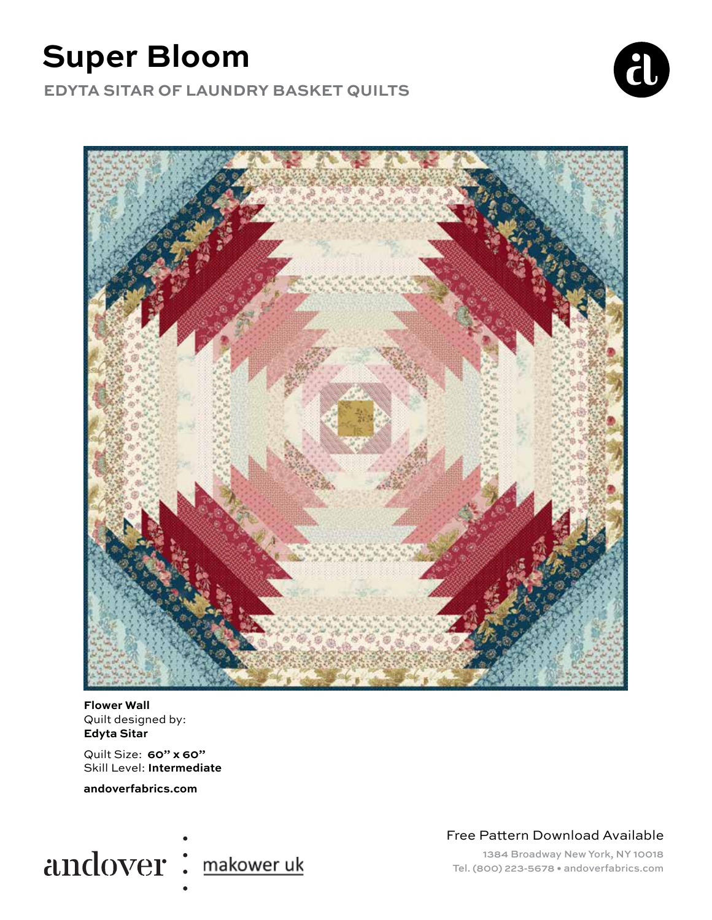# Super Bloom

## EDYTA SITAR OF LAUNDRY BASKET QUILTS

**Flower Wall**
Quilt designed by:
**Edyta Sitar**

Quilt Size: **60" x 60"**
Skill Level: **Intermediate**

**andoverfabrics.com**

andover : makower uk

Free Pattern Download Available

1384 Broadway New York, NY 10018
Tel. (800) 223-5678 • andoverfabrics.com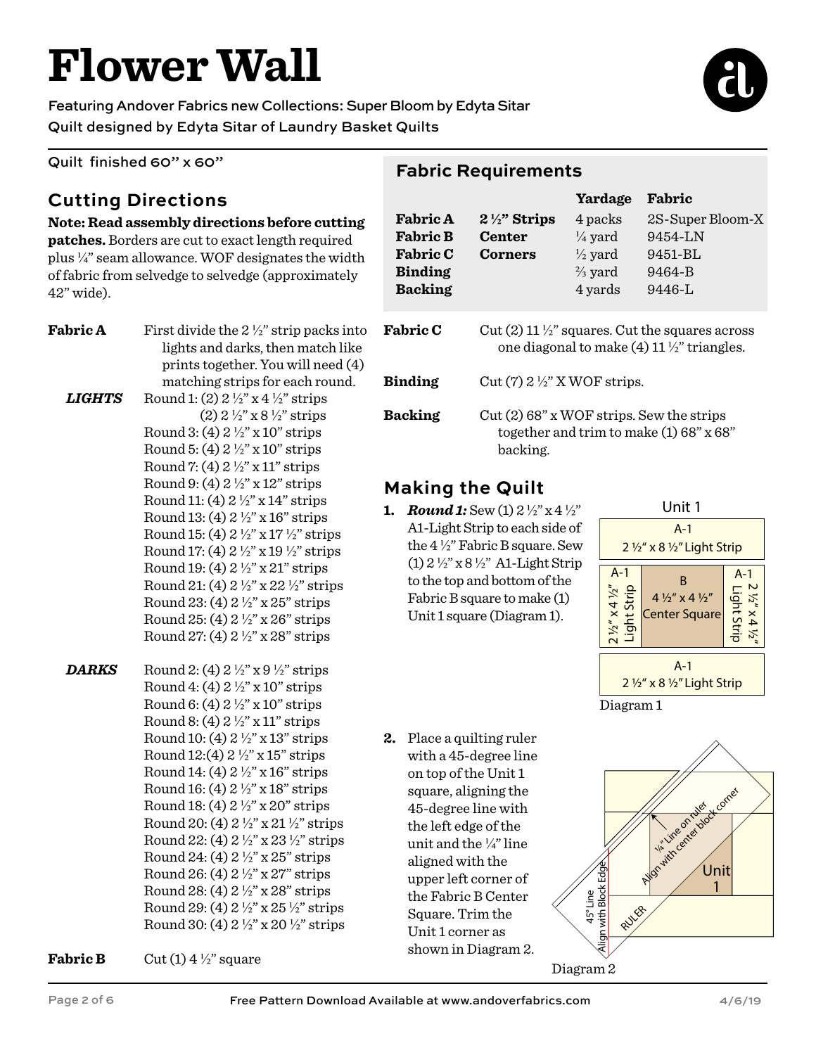# Flower Wall

Featuring Andover Fabrics new Collections: Super Bloom by Edyta Sitar

Quilt designed by Edyta Sitar of Laundry Basket Quilts

Quilt finished 60" x 60"

## Cutting Directions

**Note: Read assembly directions before cutting patches.** Borders are cut to exact length required plus ¼" seam allowance. WOF designates the width of fabric from selvedge to selvedge (approximately 42" wide).

**Fabric A** First divide the 2 ½" strip packs into lights and darks, then match like prints together. You will need (4) matching strips for each round.

***LIGHTS***

Round 1: (2) 2 ½" x 4 ½" strips
(2) 2 ½" x 8 ½" strips
Round 3: (4) 2 ½" x 10" strips
Round 5: (4) 2 ½" x 10" strips
Round 7: (4) 2 ½" x 11" strips
Round 9: (4) 2 ½" x 12" strips
Round 11: (4) 2 ½" x 14" strips
Round 13: (4) 2 ½" x 16" strips
Round 15: (4) 2 ½" x 17 ½" strips
Round 17: (4) 2 ½" x 19 ½" strips
Round 19: (4) 2 ½" x 21" strips
Round 21: (4) 2 ½" x 22 ½" strips
Round 23: (4) 2 ½" x 25" strips
Round 25: (4) 2 ½" x 26" strips
Round 27: (4) 2 ½" x 28" strips

***DARKS***

Round 2: (4) 2 ½" x 9 ½" strips
Round 4: (4) 2 ½" x 10" strips
Round 6: (4) 2 ½" x 10" strips
Round 8: (4) 2 ½" x 11" strips
Round 10: (4) 2 ½" x 13" strips
Round 12:(4) 2 ½" x 15" strips
Round 14: (4) 2 ½" x 16" strips
Round 16: (4) 2 ½" x 18" strips
Round 18: (4) 2 ½" x 20" strips
Round 20: (4) 2 ½" x 21 ½" strips
Round 22: (4) 2 ½" x 23 ½" strips
Round 24: (4) 2 ½" x 25" strips
Round 26: (4) 2 ½" x 27" strips
Round 28: (4) 2 ½" x 28" strips
Round 29: (4) 2 ½" x 25 ½" strips
Round 30: (4) 2 ½" x 20 ½" strips

**Fabric B** Cut (1) 4 ½" square

## Fabric Requirements

| | | Yardage | Fabric |
|---|---|---|---|
| **Fabric A** | **2 ½" Strips** | 4 packs | 2S-Super Bloom-X |
| **Fabric B** | **Center** | ¼ yard | 9454-LN |
| **Fabric C** | **Corners** | ½ yard | 9451-BL |
| **Binding** | | ⅔ yard | 9464-B |
| **Backing** | | 4 yards | 9446-L |

**Fabric C** Cut (2) 11 ½" squares. Cut the squares across one diagonal to make (4) 11 ½" triangles.

**Binding** Cut (7) 2 ½" X WOF strips.

**Backing** Cut (2) 68" x WOF strips. Sew the strips together and trim to make (1) 68" x 68" backing.

## Making the Quilt

1. ***Round 1:*** Sew (1) 2 ½" x 4 ½" A1-Light Strip to each side of the 4 ½" Fabric B square. Sew (1) 2 ½" x 8 ½" A1-Light Strip to the top and bottom of the Fabric B square to make (1) Unit 1 square (Diagram 1).

Unit 1

A-1 2 ½" x 8 ½" Light Strip; A-1 2 ½" x 4 ½" Light Strip; B 4 ½" x 4 ½" Center Square; A-1 2 ½" x 4 ½" Light Strip; A-1 2 ½" x 8 ½" Light Strip

Diagram 1

2. Place a quilting ruler with a 45-degree line on top of the Unit 1 square, aligning the 45-degree line with the left edge of the unit and the ¼" line aligned with the upper left corner of the Fabric B Center Square. Trim the Unit 1 corner as shown in Diagram 2.

¼" Line on ruler Align with center block corner; 45° Line Align with Block Edge; RULER; Unit 1

Diagram 2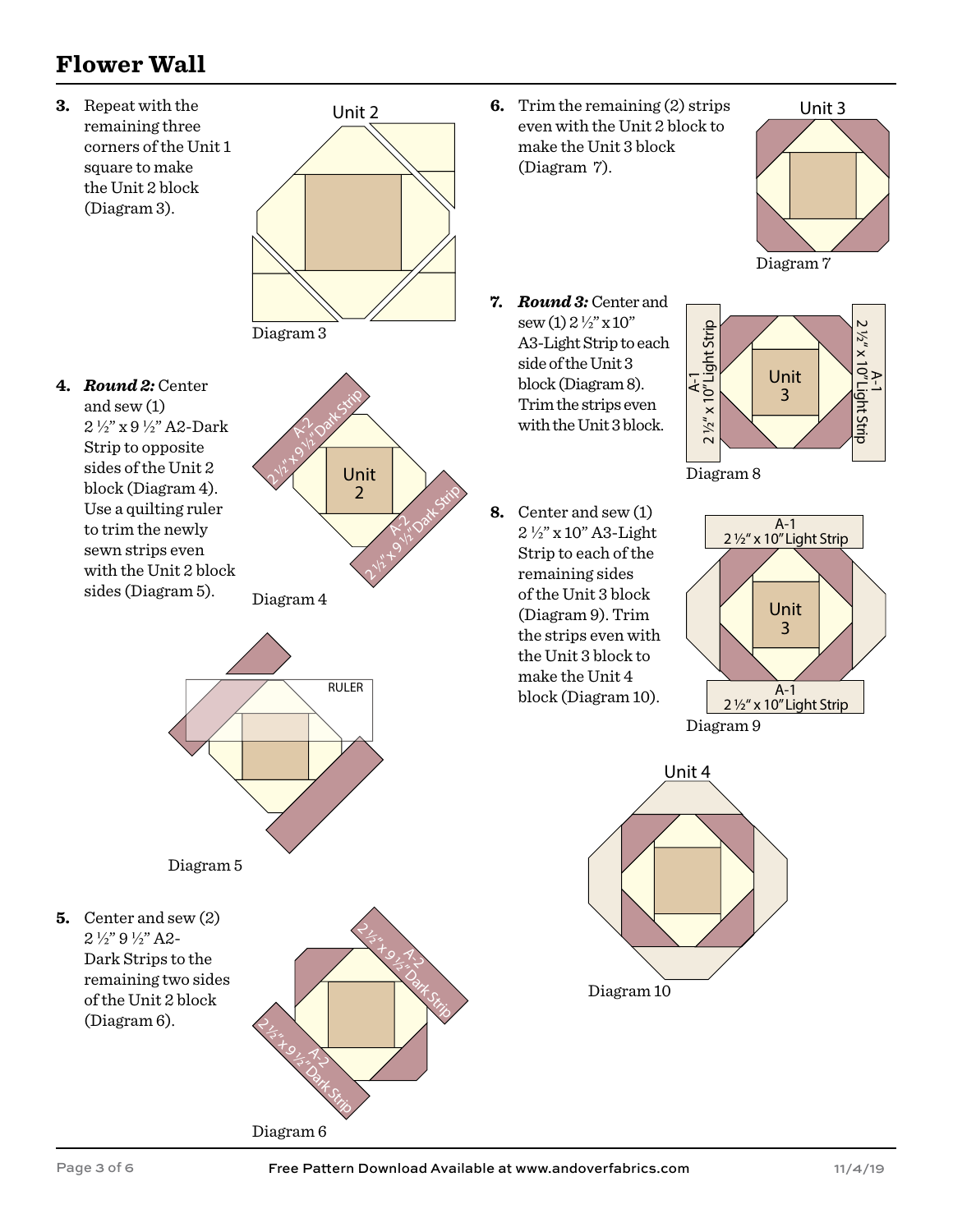# Flower Wall

3. Repeat with the remaining three corners of the Unit 1 square to make the Unit 2 block (Diagram 3).

Diagram 3

4. ***Round 2:*** Center and sew (1) 2 ½" x 9 ½" A2-Dark Strip to opposite sides of the Unit 2 block (Diagram 4). Use a quilting ruler to trim the newly sewn strips even with the Unit 2 block sides (Diagram 5).

Diagram 4

Diagram 5

5. Center and sew (2) 2 ½" 9 ½" A2-Dark Strips to the remaining two sides of the Unit 2 block (Diagram 6).

Diagram 6

6. Trim the remaining (2) strips even with the Unit 2 block to make the Unit 3 block (Diagram 7).

Diagram 7

7. ***Round 3:*** Center and sew (1) 2 ½" x 10" A3-Light Strip to each side of the Unit 3 block (Diagram 8). Trim the strips even with the Unit 3 block.

Diagram 8

8. Center and sew (1) 2 ½" x 10" A3-Light Strip to each of the remaining sides of the Unit 3 block (Diagram 9). Trim the strips even with the Unit 3 block to make the Unit 4 block (Diagram 10).

Diagram 9

Diagram 10

Free Pattern Download Available at www.andoverfabrics.com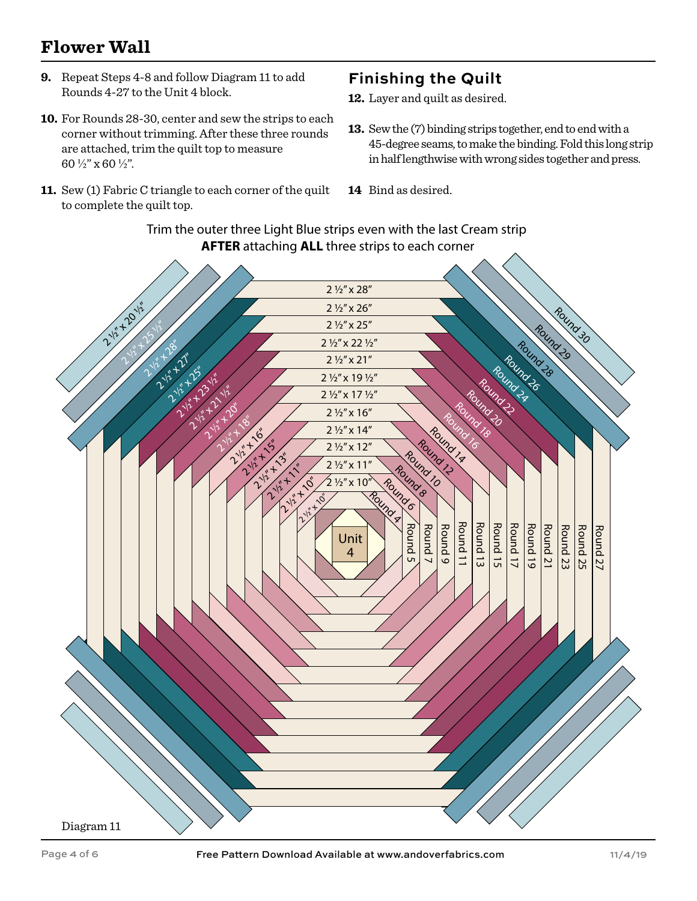# Flower Wall

9. Repeat Steps 4-8 and follow Diagram 11 to add Rounds 4-27 to the Unit 4 block.

10. For Rounds 28-30, center and sew the strips to each corner without trimming. After these three rounds are attached, trim the quilt top to measure 60 ½" x 60 ½".

11. Sew (1) Fabric C triangle to each corner of the quilt to complete the quilt top.

## Finishing the Quilt

12. Layer and quilt as desired.

13. Sew the (7) binding strips together, end to end with a 45-degree seams, to make the binding. Fold this long strip in half lengthwise with wrong sides together and press.

14 Bind as desired.

Trim the outer three Light Blue strips even with the last Cream strip **AFTER** attaching **ALL** three strips to each corner

Diagram 11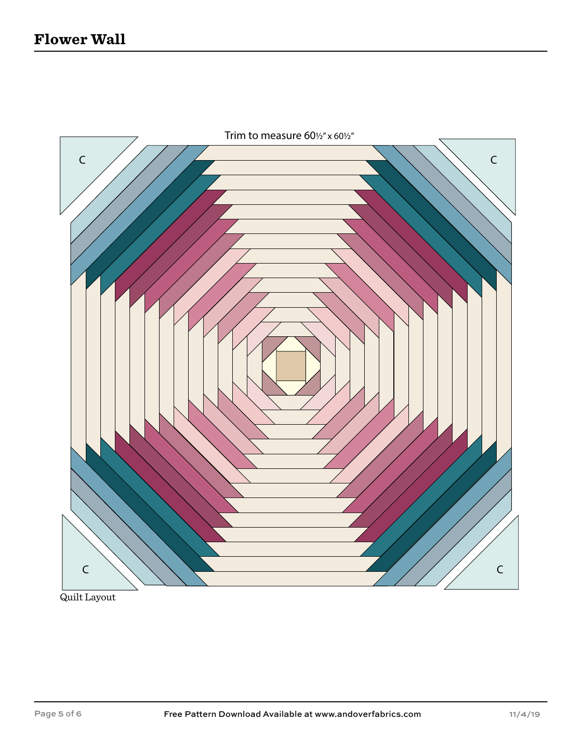# Flower Wall

Trim to measure 60½" x 60½"

C

C

C

C

Quilt Layout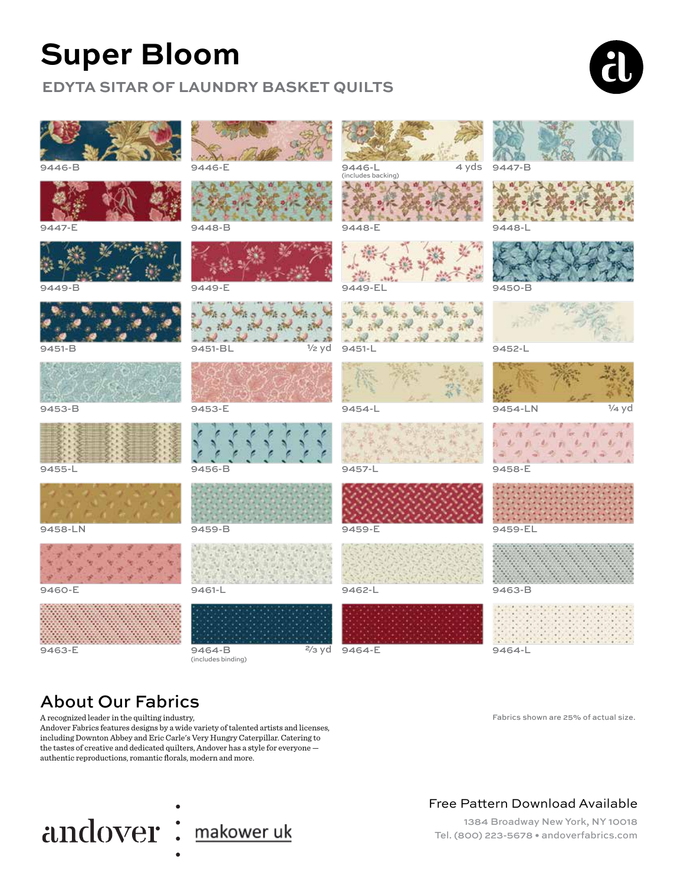# Super Bloom

## EDYTA SITAR OF LAUNDRY BASKET QUILTS

9446-B

9446-E

9446-L 4 yds
(includes backing)

9447-B

9447-E

9448-B

9448-E

9448-L

9449-B

9449-E

9449-EL

9450-B

9451-B

9451-BL ½ yd

9451-L

9452-L

9453-B

9453-E

9454-L

9454-LN ¼ yd

9455-L

9456-B

9457-L

9458-E

9458-LN

9459-B

9459-E

9459-EL

9460-E

9461-L

9462-L

9463-B

9463-E

9464-B ⅔ yd
(includes binding)

9464-E

9464-L

## About Our Fabrics

A recognized leader in the quilting industry,
Andover Fabrics features designs by a wide variety of talented artists and licenses, including Downton Abbey and Eric Carle's Very Hungry Caterpillar. Catering to the tastes of creative and dedicated quilters, Andover has a style for everyone — authentic reproductions, romantic florals, modern and more.

Fabrics shown are 25% of actual size.

andover : makower uk

Free Pattern Download Available

1384 Broadway New York, NY 10018
Tel. (800) 223-5678 • andoverfabrics.com